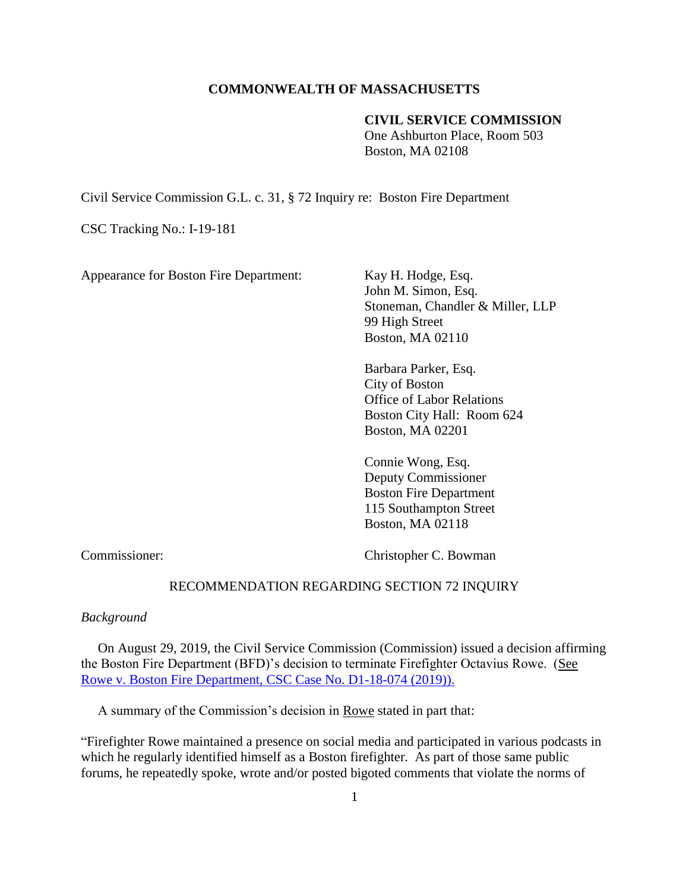**COMMONWEALTH OF MASSACHUSETTS**

**CIVIL SERVICE COMMISSION**
One Ashburton Place, Room 503
Boston, MA 02108

Civil Service Commission G.L. c. 31, § 72 Inquiry re: Boston Fire Department

CSC Tracking No.: I-19-181

| | |
|---|---|
| Appearance for Boston Fire Department: | Kay H. Hodge, Esq.<br>John M. Simon, Esq.<br>Stoneman, Chandler & Miller, LLP<br>99 High Street<br>Boston, MA 02110 |
| | Barbara Parker, Esq.<br>City of Boston<br>Office of Labor Relations<br>Boston City Hall: Room 624<br>Boston, MA 02201 |
| | Connie Wong, Esq.<br>Deputy Commissioner<br>Boston Fire Department<br>115 Southampton Street<br>Boston, MA 02118 |
| Commissioner: | Christopher C. Bowman |

RECOMMENDATION REGARDING SECTION 72 INQUIRY

*Background*

On August 29, 2019, the Civil Service Commission (Commission) issued a decision affirming the Boston Fire Department (BFD)'s decision to terminate Firefighter Octavius Rowe. (See Rowe v. Boston Fire Department, CSC Case No. D1-18-074 (2019)).

A summary of the Commission's decision in Rowe stated in part that:

"Firefighter Rowe maintained a presence on social media and participated in various podcasts in which he regularly identified himself as a Boston firefighter. As part of those same public forums, he repeatedly spoke, wrote and/or posted bigoted comments that violate the norms of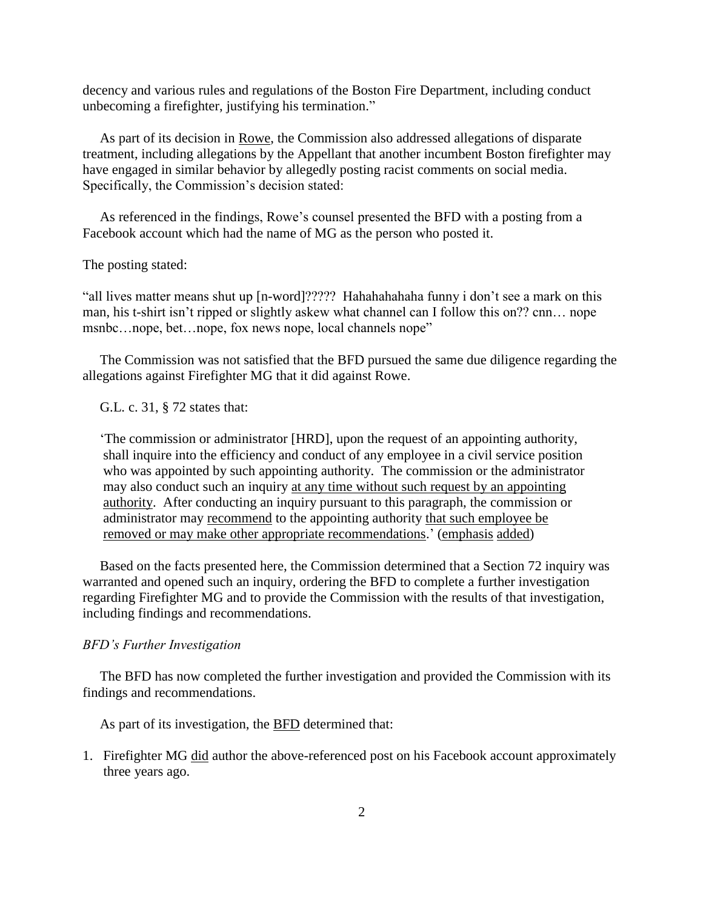decency and various rules and regulations of the Boston Fire Department, including conduct unbecoming a firefighter, justifying his termination."

As part of its decision in Rowe, the Commission also addressed allegations of disparate treatment, including allegations by the Appellant that another incumbent Boston firefighter may have engaged in similar behavior by allegedly posting racist comments on social media. Specifically, the Commission's decision stated:

As referenced in the findings, Rowe's counsel presented the BFD with a posting from a Facebook account which had the name of MG as the person who posted it.

The posting stated:

"all lives matter means shut up [n-word]????? Hahahahahaha funny i don't see a mark on this man, his t-shirt isn't ripped or slightly askew what channel can I follow this on?? cnn… nope msnbc…nope, bet…nope, fox news nope, local channels nope"

The Commission was not satisfied that the BFD pursued the same due diligence regarding the allegations against Firefighter MG that it did against Rowe.

G.L. c. 31, § 72 states that:

> 'The commission or administrator [HRD], upon the request of an appointing authority, shall inquire into the efficiency and conduct of any employee in a civil service position who was appointed by such appointing authority. The commission or the administrator may also conduct such an inquiry <u>at any time without such request by an appointing authority</u>. After conducting an inquiry pursuant to this paragraph, the commission or administrator may <u>recommend</u> to the appointing authority <u>that such employee be removed or may make other appropriate recommendations</u>.' (<u>emphasis added</u>)

Based on the facts presented here, the Commission determined that a Section 72 inquiry was warranted and opened such an inquiry, ordering the BFD to complete a further investigation regarding Firefighter MG and to provide the Commission with the results of that investigation, including findings and recommendations.

*BFD's Further Investigation*

The BFD has now completed the further investigation and provided the Commission with its findings and recommendations.

As part of its investigation, the <u>BFD</u> determined that:

1. Firefighter MG <u>did</u> author the above-referenced post on his Facebook account approximately three years ago.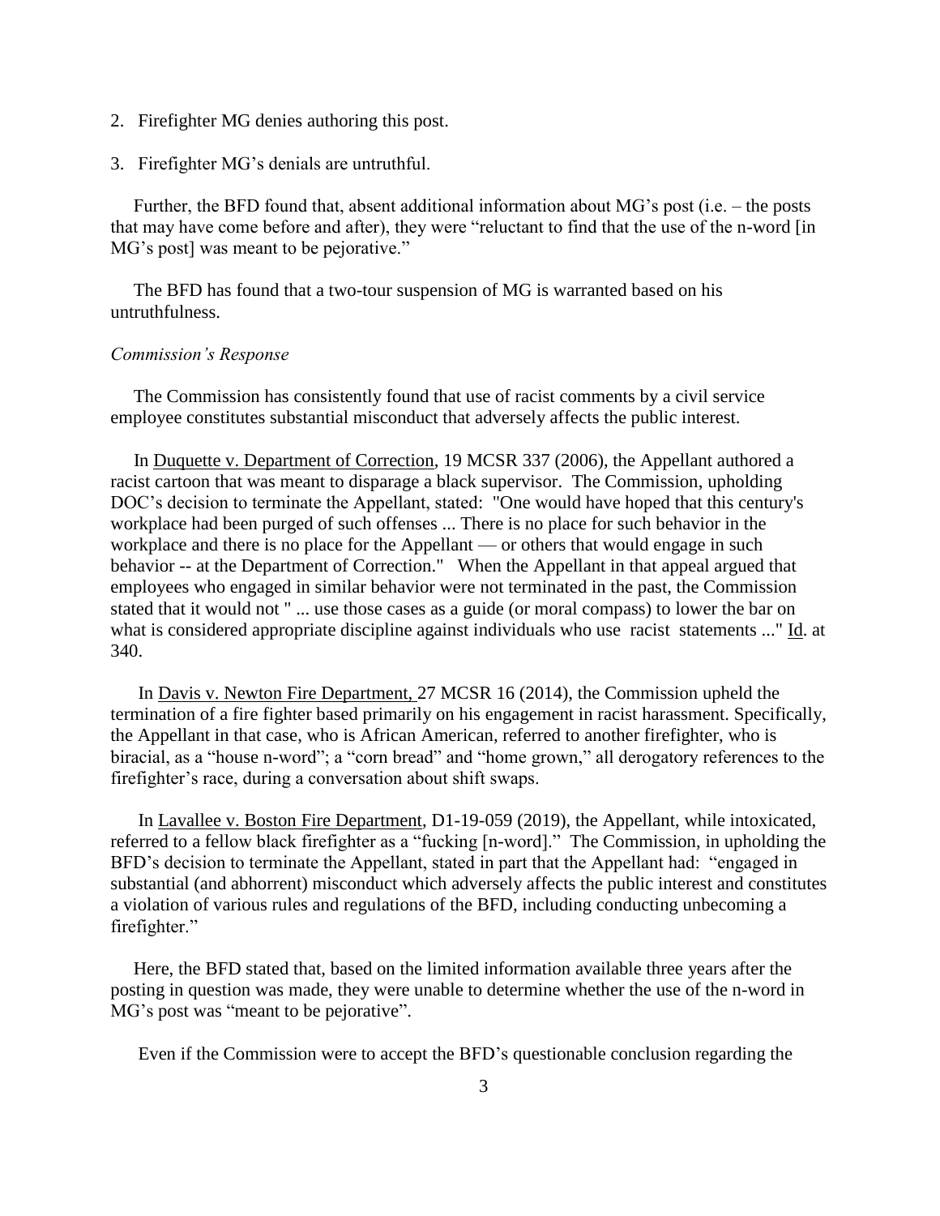2. Firefighter MG denies authoring this post.

3. Firefighter MG's denials are untruthful.

Further, the BFD found that, absent additional information about MG's post (i.e. – the posts that may have come before and after), they were "reluctant to find that the use of the n-word [in MG's post] was meant to be pejorative."

The BFD has found that a two-tour suspension of MG is warranted based on his untruthfulness.

*Commission's Response*

The Commission has consistently found that use of racist comments by a civil service employee constitutes substantial misconduct that adversely affects the public interest.

In Duquette v. Department of Correction, 19 MCSR 337 (2006), the Appellant authored a racist cartoon that was meant to disparage a black supervisor. The Commission, upholding DOC's decision to terminate the Appellant, stated: "One would have hoped that this century's workplace had been purged of such offenses ... There is no place for such behavior in the workplace and there is no place for the Appellant — or others that would engage in such behavior -- at the Department of Correction." When the Appellant in that appeal argued that employees who engaged in similar behavior were not terminated in the past, the Commission stated that it would not " ... use those cases as a guide (or moral compass) to lower the bar on what is considered appropriate discipline against individuals who use racist statements ..." Id. at 340.

In Davis v. Newton Fire Department, 27 MCSR 16 (2014), the Commission upheld the termination of a fire fighter based primarily on his engagement in racist harassment. Specifically, the Appellant in that case, who is African American, referred to another firefighter, who is biracial, as a "house n-word"; a "corn bread" and "home grown," all derogatory references to the firefighter's race, during a conversation about shift swaps.

In Lavallee v. Boston Fire Department, D1-19-059 (2019), the Appellant, while intoxicated, referred to a fellow black firefighter as a "fucking [n-word]." The Commission, in upholding the BFD's decision to terminate the Appellant, stated in part that the Appellant had: "engaged in substantial (and abhorrent) misconduct which adversely affects the public interest and constitutes a violation of various rules and regulations of the BFD, including conducting unbecoming a firefighter."

Here, the BFD stated that, based on the limited information available three years after the posting in question was made, they were unable to determine whether the use of the n-word in MG's post was "meant to be pejorative".

Even if the Commission were to accept the BFD's questionable conclusion regarding the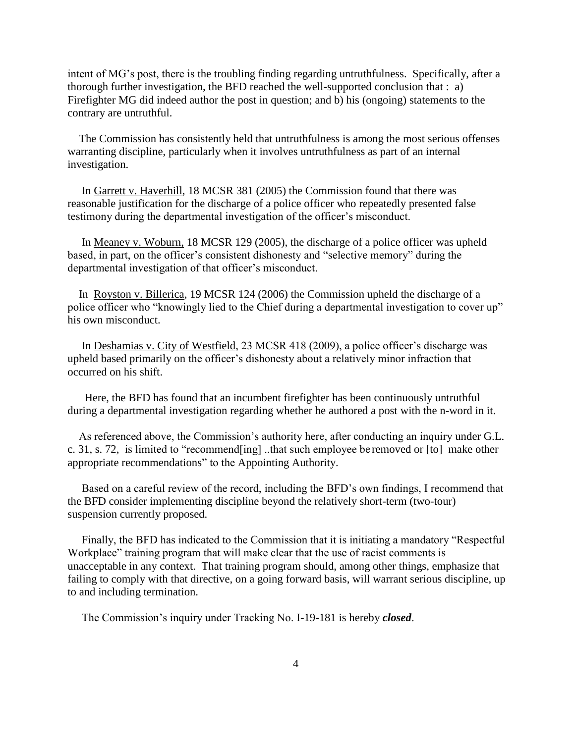intent of MG's post, there is the troubling finding regarding untruthfulness. Specifically, after a thorough further investigation, the BFD reached the well-supported conclusion that : a) Firefighter MG did indeed author the post in question; and b) his (ongoing) statements to the contrary are untruthful.

The Commission has consistently held that untruthfulness is among the most serious offenses warranting discipline, particularly when it involves untruthfulness as part of an internal investigation.

In Garrett v. Haverhill, 18 MCSR 381 (2005) the Commission found that there was reasonable justification for the discharge of a police officer who repeatedly presented false testimony during the departmental investigation of the officer's misconduct.

In Meaney v. Woburn, 18 MCSR 129 (2005), the discharge of a police officer was upheld based, in part, on the officer's consistent dishonesty and "selective memory" during the departmental investigation of that officer's misconduct.

In Royston v. Billerica, 19 MCSR 124 (2006) the Commission upheld the discharge of a police officer who "knowingly lied to the Chief during a departmental investigation to cover up" his own misconduct.

In Deshamias v. City of Westfield, 23 MCSR 418 (2009), a police officer's discharge was upheld based primarily on the officer's dishonesty about a relatively minor infraction that occurred on his shift.

Here, the BFD has found that an incumbent firefighter has been continuously untruthful during a departmental investigation regarding whether he authored a post with the n-word in it.

As referenced above, the Commission's authority here, after conducting an inquiry under G.L. c. 31, s. 72, is limited to "recommend[ing] ..that such employee be removed or [to] make other appropriate recommendations" to the Appointing Authority.

Based on a careful review of the record, including the BFD's own findings, I recommend that the BFD consider implementing discipline beyond the relatively short-term (two-tour) suspension currently proposed.

Finally, the BFD has indicated to the Commission that it is initiating a mandatory "Respectful Workplace" training program that will make clear that the use of racist comments is unacceptable in any context. That training program should, among other things, emphasize that failing to comply with that directive, on a going forward basis, will warrant serious discipline, up to and including termination.

The Commission's inquiry under Tracking No. I-19-181 is hereby ***closed***.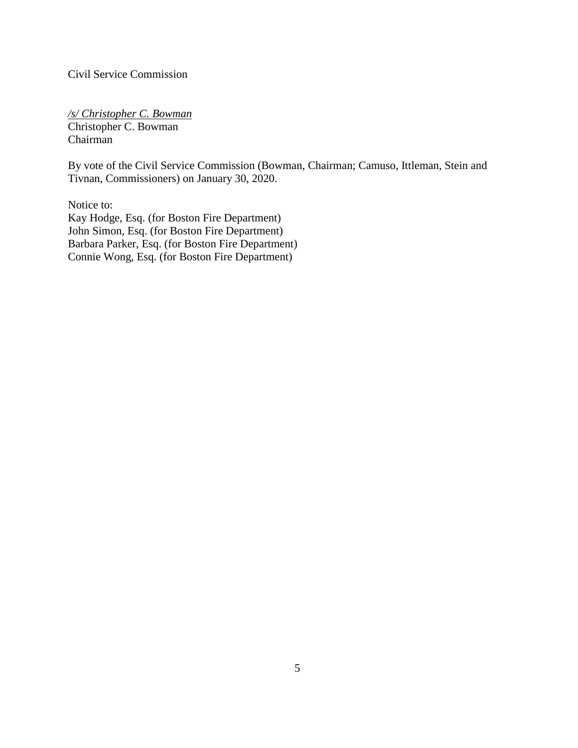Civil Service Commission

*/s/ Christopher C. Bowman*
Christopher C. Bowman
Chairman

By vote of the Civil Service Commission (Bowman, Chairman; Camuso, Ittleman, Stein and Tivnan, Commissioners) on January 30, 2020.

Notice to:
Kay Hodge, Esq. (for Boston Fire Department)
John Simon, Esq. (for Boston Fire Department)
Barbara Parker, Esq. (for Boston Fire Department)
Connie Wong, Esq. (for Boston Fire Department)